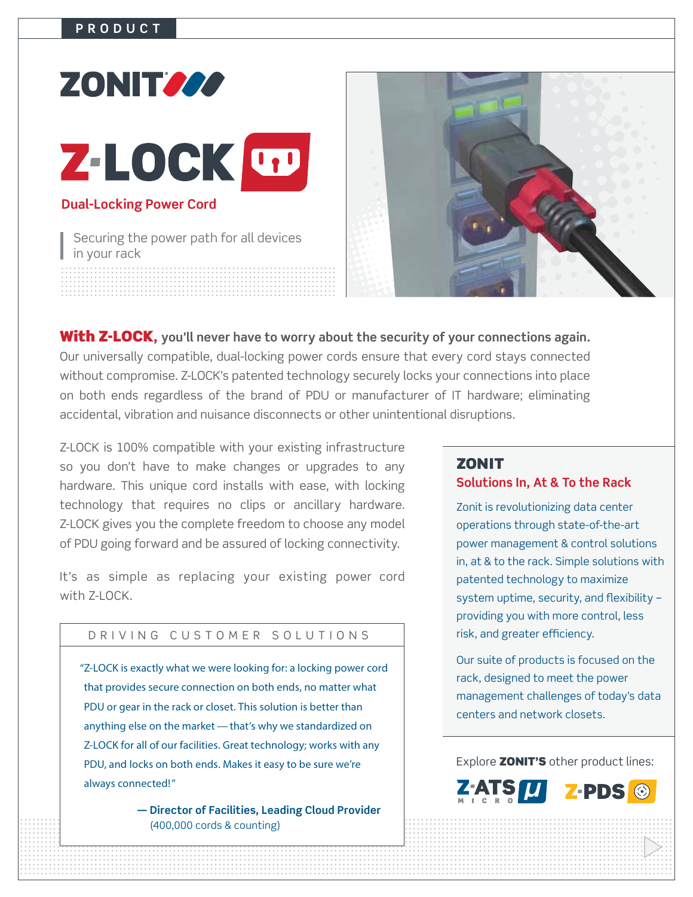PRODUCT

# ZONIT

# Z-LOCK

**Dual-Locking Power Cord**

Securing the power path for all devices in your rack

**With Z-LOCK, you'll never have to worry about the security of your connections again.** Our universally compatible, dual-locking power cords ensure that every cord stays connected without compromise. Z-LOCK's patented technology securely locks your connections into place on both ends regardless of the brand of PDU or manufacturer of IT hardware; eliminating accidental, vibration and nuisance disconnects or other unintentional disruptions.

Z-LOCK is 100% compatible with your existing infrastructure so you don't have to make changes or upgrades to any hardware. This unique cord installs with ease, with locking technology that requires no clips or ancillary hardware. Z-LOCK gives you the complete freedom to choose any model of PDU going forward and be assured of locking connectivity.

It's as simple as replacing your existing power cord with Z-LOCK.

### DRIVING CUSTOMER SOLUTIONS

"Z-LOCK is exactly what we were looking for: a locking power cord that provides secure connection on both ends, no matter what PDU or gear in the rack or closet. This solution is better than anything else on the market — that's why we standardized on Z-LOCK for all of our facilities. Great technology; works with any PDU, and locks on both ends. Makes it easy to be sure we're always connected!"

**— Director of Facilities, Leading Cloud Provider**
(400,000 cords & counting)

## ZONIT

**Solutions In, At & To the Rack**

Zonit is revolutionizing data center operations through state-of-the-art power management & control solutions in, at & to the rack. Simple solutions with patented technology to maximize system uptime, security, and flexibility – providing you with more control, less risk, and greater efficiency.

Our suite of products is focused on the rack, designed to meet the power management challenges of today's data centers and network closets.

Explore **ZONIT'S** other product lines:

Z-ATS MICRO &nbsp;&nbsp; Z-PDS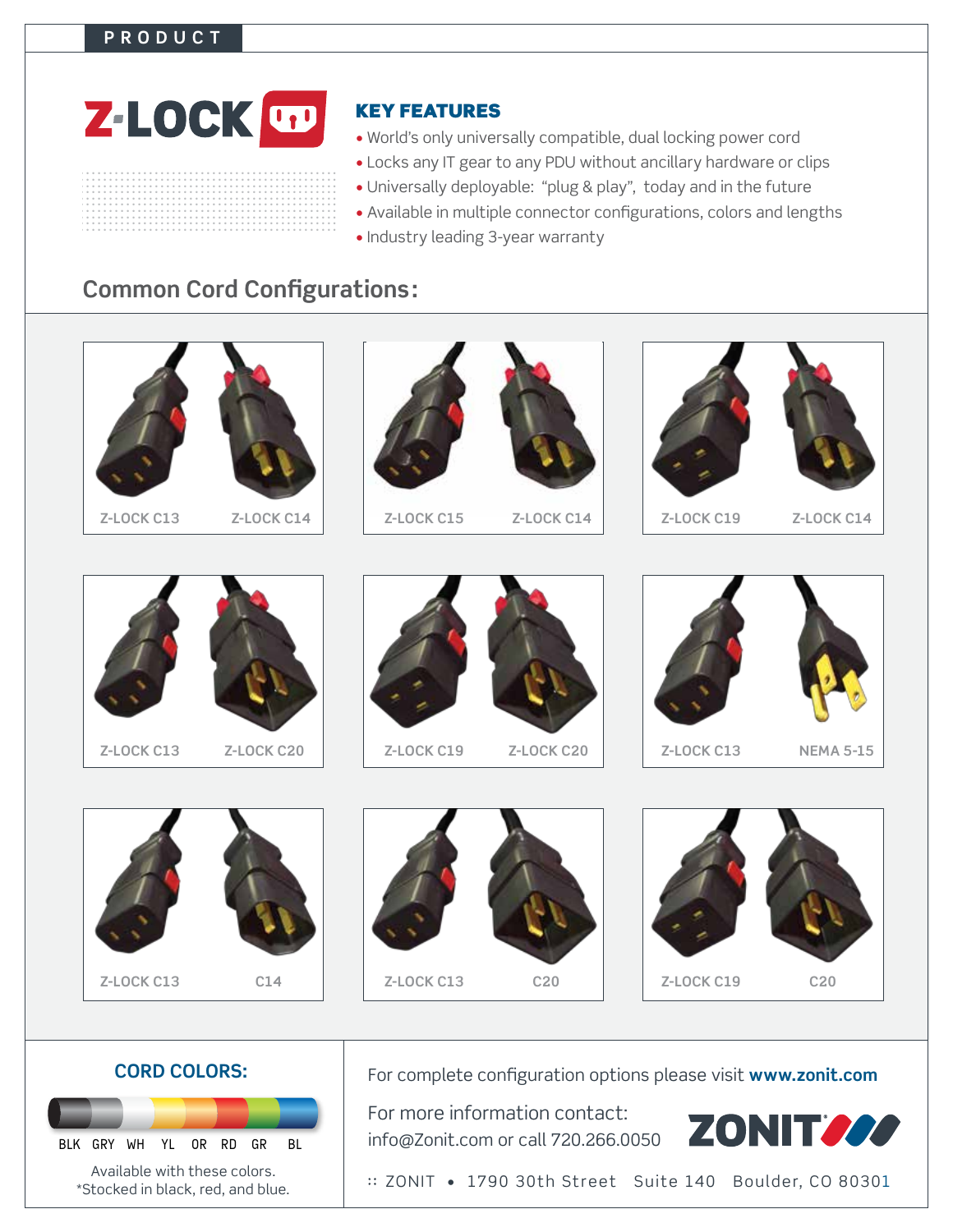PRODUCT

# Z-LOCK

## KEY FEATURES

- World's only universally compatible, dual locking power cord
- Locks any IT gear to any PDU without ancillary hardware or clips
- Universally deployable: "plug & play", today and in the future
- Available in multiple connector configurations, colors and lengths
- Industry leading 3-year warranty

## Common Cord Configurations:

Z-LOCK C13 Z-LOCK C14

Z-LOCK C15 Z-LOCK C14

Z-LOCK C19 Z-LOCK C14

Z-LOCK C13 Z-LOCK C20

Z-LOCK C19 Z-LOCK C20

Z-LOCK C13 NEMA 5-15

Z-LOCK C13 C14

Z-LOCK C13 C20

Z-LOCK C19 C20

### CORD COLORS:

BLK GRY WH YL OR RD GR BL

Available with these colors.
*Stocked in black, red, and blue.

For complete configuration options please visit **www.zonit.com**

For more information contact:
info@Zonit.com or call 720.266.0050

ZONIT

:: ZONIT • 1790 30th Street Suite 140 Boulder, CO 80301